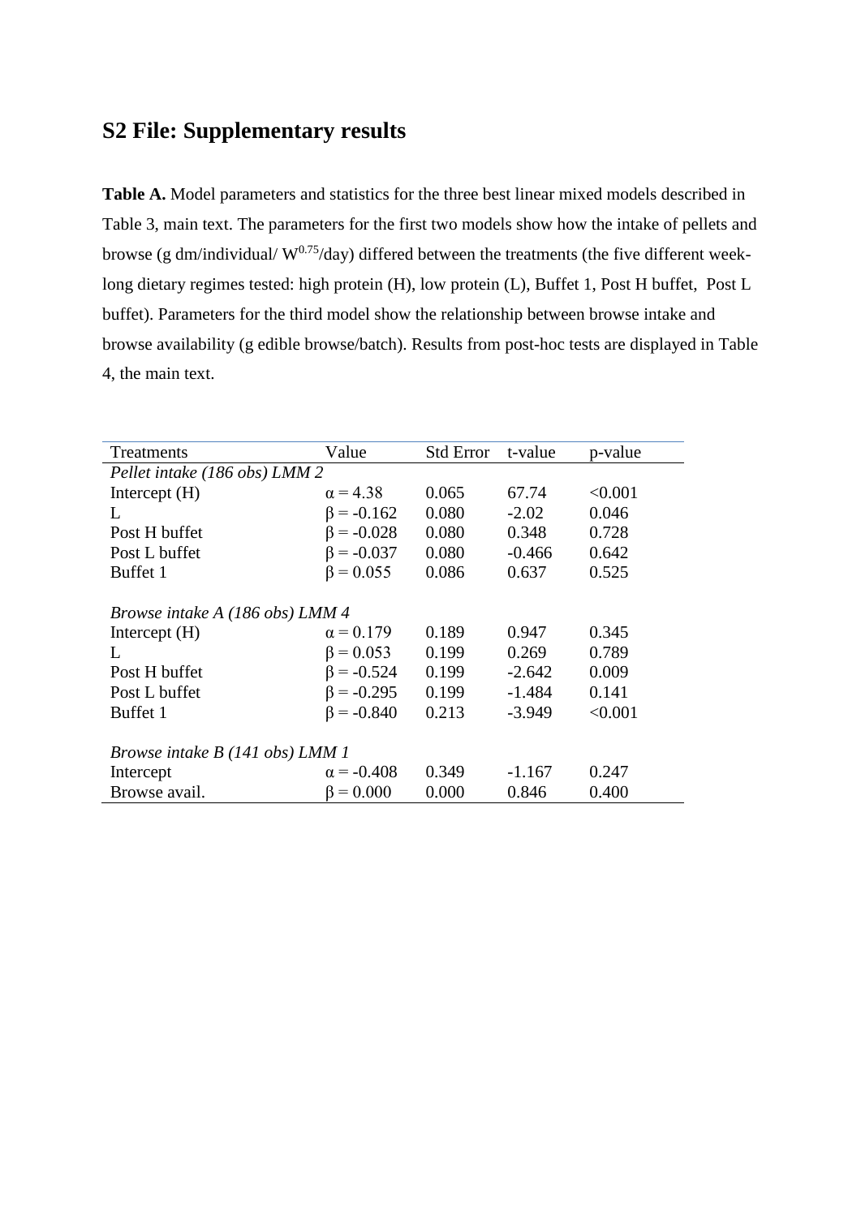# S2 File: Supplementary results

**Table A.** Model parameters and statistics for the three best linear mixed models described in Table 3, main text. The parameters for the first two models show how the intake of pellets and browse (g dm/individual/ $W^{0.75}$/day) differed between the treatments (the five different week-long dietary regimes tested: high protein (H), low protein (L), Buffet 1, Post H buffet, Post L buffet). Parameters for the third model show the relationship between browse intake and browse availability (g edible browse/batch). Results from post-hoc tests are displayed in Table 4, the main text.

| Treatments | Value | Std Error | t-value | p-value |
|---|---|---|---|---|
| *Pellet intake (186 obs) LMM 2* | | | | |
| Intercept (H) | $\alpha = 4.38$ | 0.065 | 67.74 | <0.001 |
| L | $\beta = -0.162$ | 0.080 | -2.02 | 0.046 |
| Post H buffet | $\beta = -0.028$ | 0.080 | 0.348 | 0.728 |
| Post L buffet | $\beta = -0.037$ | 0.080 | -0.466 | 0.642 |
| Buffet 1 | $\beta = 0.055$ | 0.086 | 0.637 | 0.525 |
| | | | | |
| *Browse intake A (186 obs) LMM 4* | | | | |
| Intercept (H) | $\alpha = 0.179$ | 0.189 | 0.947 | 0.345 |
| L | $\beta = 0.053$ | 0.199 | 0.269 | 0.789 |
| Post H buffet | $\beta = -0.524$ | 0.199 | -2.642 | 0.009 |
| Post L buffet | $\beta = -0.295$ | 0.199 | -1.484 | 0.141 |
| Buffet 1 | $\beta = -0.840$ | 0.213 | -3.949 | <0.001 |
| | | | | |
| *Browse intake B (141 obs) LMM 1* | | | | |
| Intercept | $\alpha = -0.408$ | 0.349 | -1.167 | 0.247 |
| Browse avail. | $\beta = 0.000$ | 0.000 | 0.846 | 0.400 |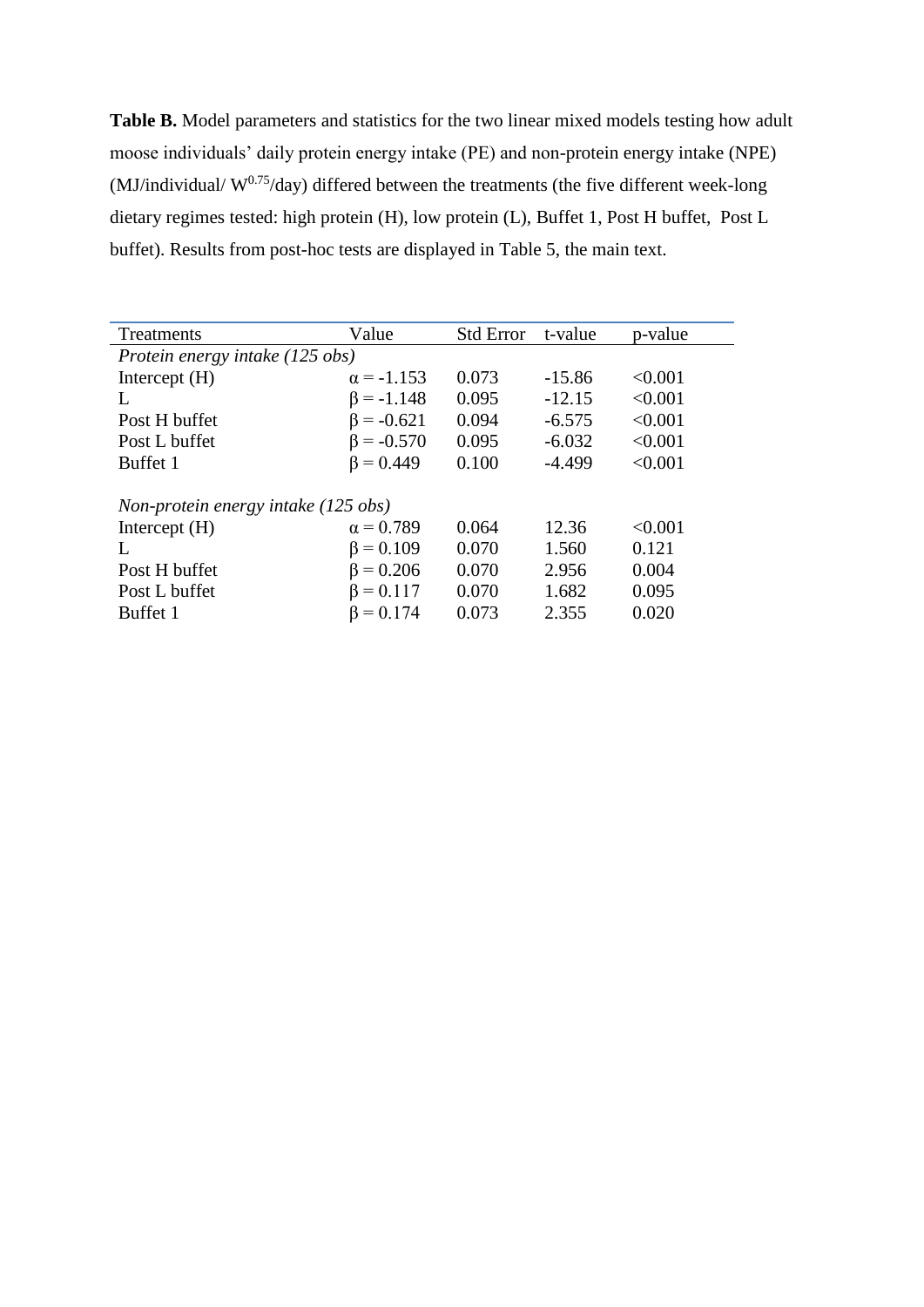**Table B.** Model parameters and statistics for the two linear mixed models testing how adult moose individuals' daily protein energy intake (PE) and non-protein energy intake (NPE) (MJ/individual/ $W^{0.75}$/day) differed between the treatments (the five different week-long dietary regimes tested: high protein (H), low protein (L), Buffet 1, Post H buffet, Post L buffet). Results from post-hoc tests are displayed in Table 5, the main text.

| Treatments | Value | Std Error | t-value | p-value |
|---|---|---|---|---|
| *Protein energy intake (125 obs)* | | | | |
| Intercept (H) | $\alpha$ = -1.153 | 0.073 | -15.86 | <0.001 |
| L | $\beta$ = -1.148 | 0.095 | -12.15 | <0.001 |
| Post H buffet | $\beta$ = -0.621 | 0.094 | -6.575 | <0.001 |
| Post L buffet | $\beta$ = -0.570 | 0.095 | -6.032 | <0.001 |
| Buffet 1 | $\beta$ = 0.449 | 0.100 | -4.499 | <0.001 |
| | | | | |
| *Non-protein energy intake (125 obs)* | | | | |
| Intercept (H) | $\alpha$ = 0.789 | 0.064 | 12.36 | <0.001 |
| L | $\beta$ = 0.109 | 0.070 | 1.560 | 0.121 |
| Post H buffet | $\beta$ = 0.206 | 0.070 | 2.956 | 0.004 |
| Post L buffet | $\beta$ = 0.117 | 0.070 | 1.682 | 0.095 |
| Buffet 1 | $\beta$ = 0.174 | 0.073 | 2.355 | 0.020 |